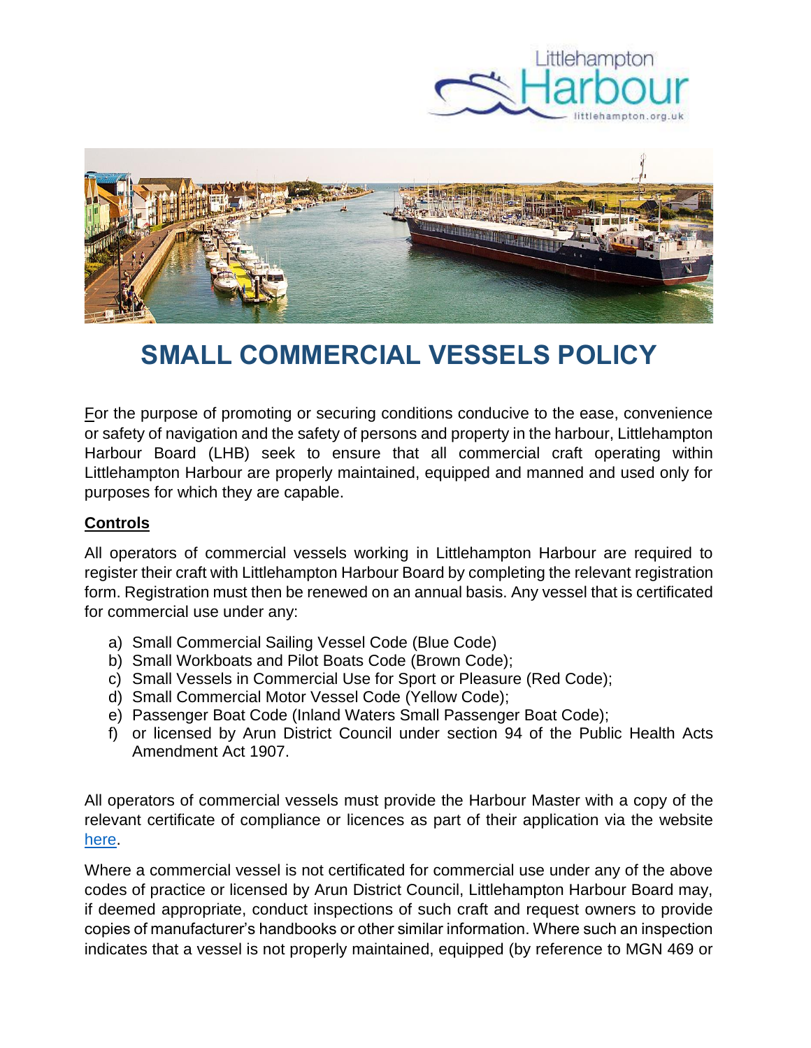# SMALL COMMERCIAL VESSELS POLICY

For the purpose of promoting or securing conditions conducive to the ease, convenience or safety of navigation and the safety of persons and property in the harbour, Littlehampton Harbour Board (LHB) seek to ensure that all commercial craft operating within Littlehampton Harbour are properly maintained, equipped and manned and used only for purposes for which they are capable.

## Controls

All operators of commercial vessels working in Littlehampton Harbour are required to register their craft with Littlehampton Harbour Board by completing the relevant registration form. Registration must then be renewed on an annual basis. Any vessel that is certificated for commercial use under any:

a) Small Commercial Sailing Vessel Code (Blue Code)
b) Small Workboats and Pilot Boats Code (Brown Code);
c) Small Vessels in Commercial Use for Sport or Pleasure (Red Code);
d) Small Commercial Motor Vessel Code (Yellow Code);
e) Passenger Boat Code (Inland Waters Small Passenger Boat Code);
f) or licensed by Arun District Council under section 94 of the Public Health Acts Amendment Act 1907.

All operators of commercial vessels must provide the Harbour Master with a copy of the relevant certificate of compliance or licences as part of their application via the website [here].

Where a commercial vessel is not certificated for commercial use under any of the above codes of practice or licensed by Arun District Council, Littlehampton Harbour Board may, if deemed appropriate, conduct inspections of such craft and request owners to provide copies of manufacturer's handbooks or other similar information. Where such an inspection indicates that a vessel is not properly maintained, equipped (by reference to MGN 469 or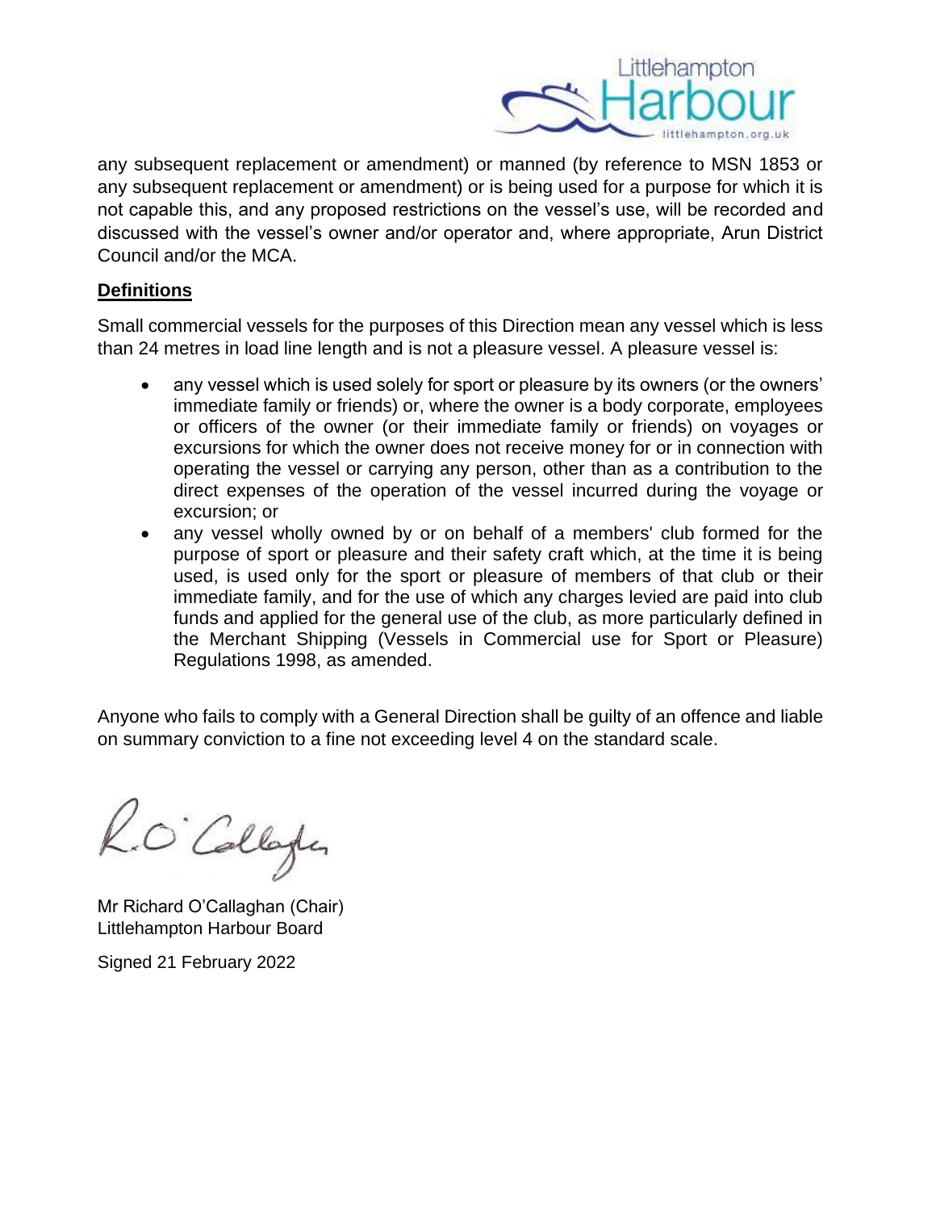any subsequent replacement or amendment) or manned (by reference to MSN 1853 or any subsequent replacement or amendment) or is being used for a purpose for which it is not capable this, and any proposed restrictions on the vessel's use, will be recorded and discussed with the vessel's owner and/or operator and, where appropriate, Arun District Council and/or the MCA.

## Definitions

Small commercial vessels for the purposes of this Direction mean any vessel which is less than 24 metres in load line length and is not a pleasure vessel. A pleasure vessel is:

- any vessel which is used solely for sport or pleasure by its owners (or the owners' immediate family or friends) or, where the owner is a body corporate, employees or officers of the owner (or their immediate family or friends) on voyages or excursions for which the owner does not receive money for or in connection with operating the vessel or carrying any person, other than as a contribution to the direct expenses of the operation of the vessel incurred during the voyage or excursion; or
- any vessel wholly owned by or on behalf of a members' club formed for the purpose of sport or pleasure and their safety craft which, at the time it is being used, is used only for the sport or pleasure of members of that club or their immediate family, and for the use of which any charges levied are paid into club funds and applied for the general use of the club, as more particularly defined in the Merchant Shipping (Vessels in Commercial use for Sport or Pleasure) Regulations 1998, as amended.

Anyone who fails to comply with a General Direction shall be guilty of an offence and liable on summary conviction to a fine not exceeding level 4 on the standard scale.

Mr Richard O'Callaghan (Chair)
Littlehampton Harbour Board

Signed 21 February 2022